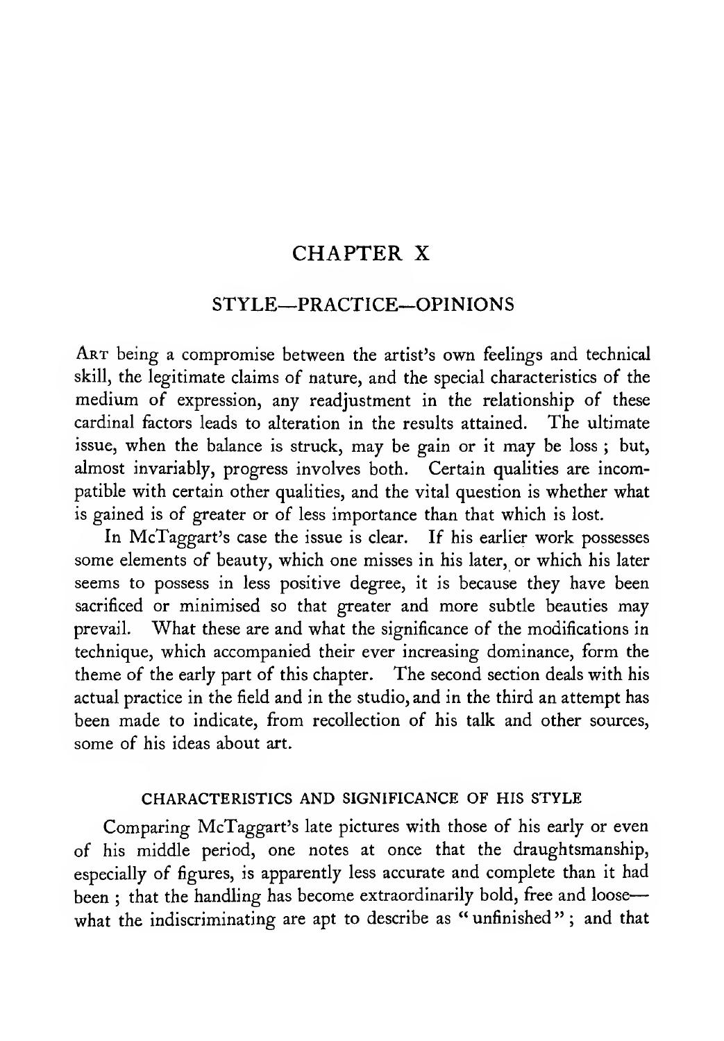# CHAPTER X

## STYLE—PRACTICE—OPINIONS

ART being a compromise between the artist's own feelings and technical skill, the legitimate claims of nature, and the special characteristics of the medium of expression, any readjustment in the relationship of these cardinal factors leads to alteration in the results attained. The ultimate issue, when the balance is struck, may be gain or it may be loss ; but, almost invariably, progress involves both. Certain qualities are incompatible with certain other qualities, and the vital question is whether what is gained is of greater or of less importance than that which is lost.

In McTaggart's case the issue is clear. If his earlier work possesses some elements of beauty, which one misses in his later, or which his later seems to possess in less positive degree, it is because they have been sacrificed or minimised so that greater and more subtle beauties may prevail. What these are and what the significance of the modifications in technique, which accompanied their ever increasing dominance, form the theme of the early part of this chapter. The second section deals with his actual practice in the field and in the studio, and in the third an attempt has been made to indicate, from recollection of his talk and other sources, some of his ideas about art.

### CHARACTERISTICS AND SIGNIFICANCE OF HIS STYLE

Comparing McTaggart's late pictures with those of his early or even of his middle period, one notes at once that the draughtsmanship, especially of figures, is apparently less accurate and complete than it had been ; that the handling has become extraordinarily bold, free and loose—what the indiscriminating are apt to describe as "unfinished" ; and that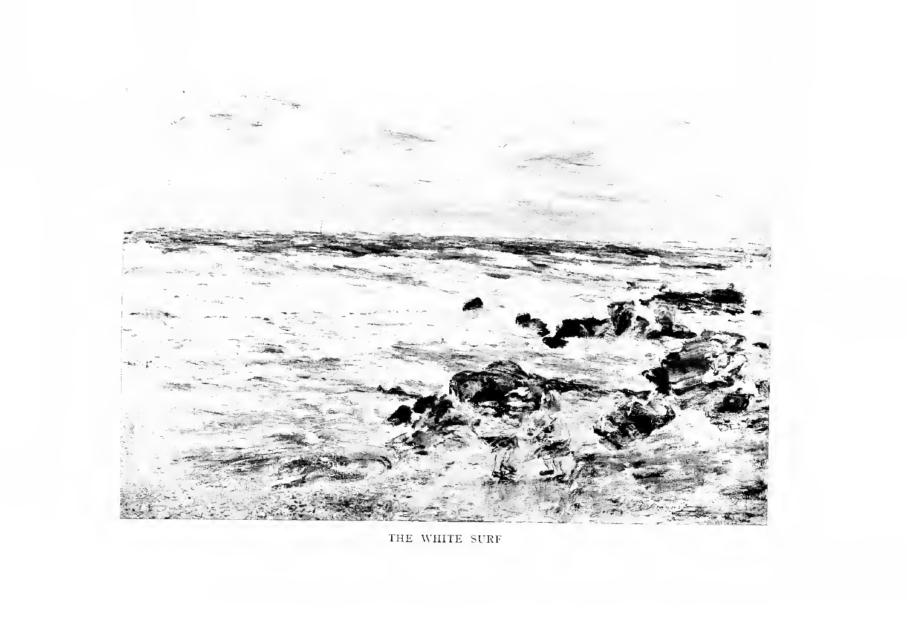THE WHITE SURF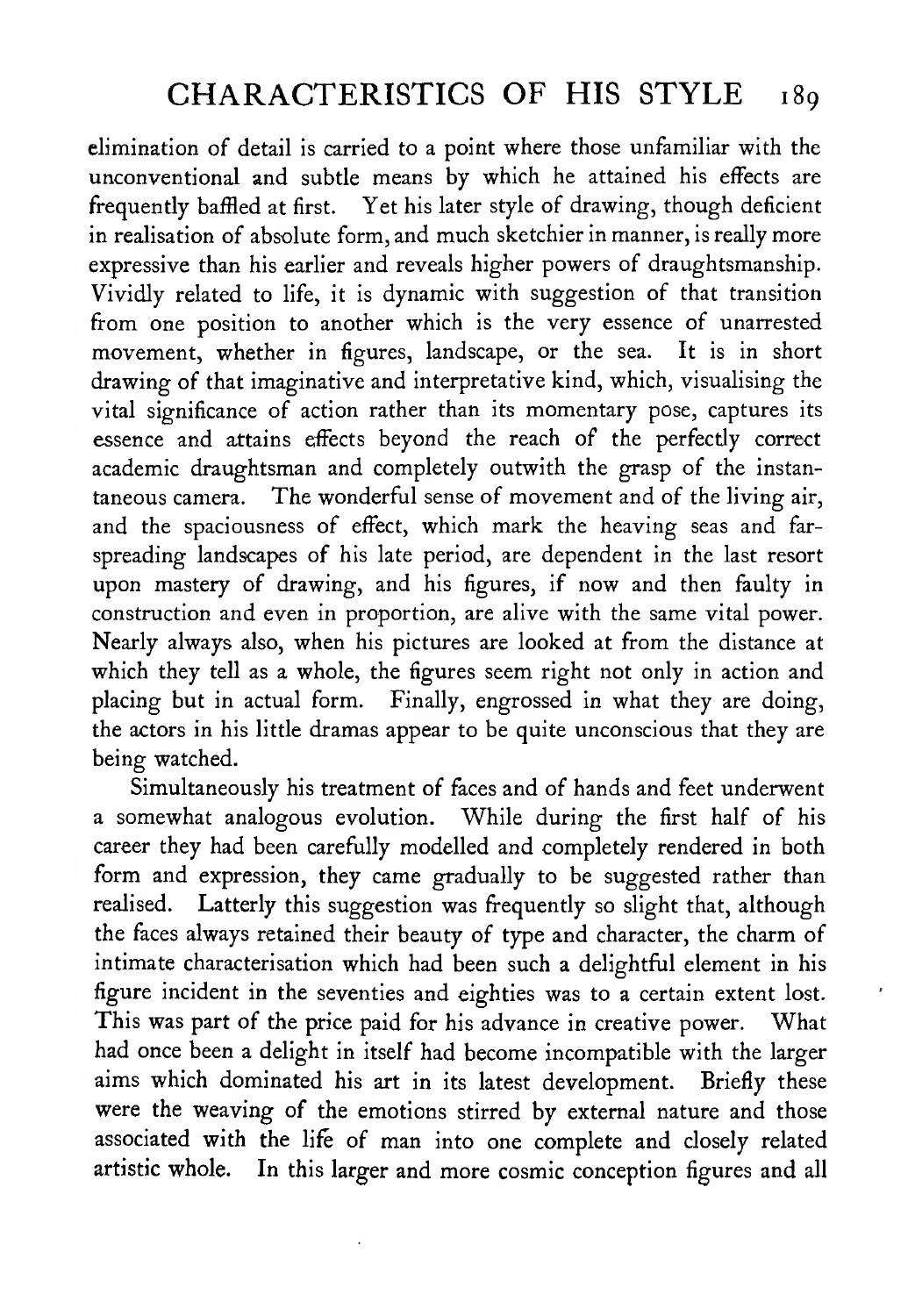elimination of detail is carried to a point where those unfamiliar with the unconventional and subtle means by which he attained his effects are frequently baffled at first. Yet his later style of drawing, though deficient in realisation of absolute form, and much sketchier in manner, is really more expressive than his earlier and reveals higher powers of draughtsmanship. Vividly related to life, it is dynamic with suggestion of that transition from one position to another which is the very essence of unarrested movement, whether in figures, landscape, or the sea. It is in short drawing of that imaginative and interpretative kind, which, visualising the vital significance of action rather than its momentary pose, captures its essence and attains effects beyond the reach of the perfectly correct academic draughtsman and completely outwith the grasp of the instantaneous camera. The wonderful sense of movement and of the living air, and the spaciousness of effect, which mark the heaving seas and far-spreading landscapes of his late period, are dependent in the last resort upon mastery of drawing, and his figures, if now and then faulty in construction and even in proportion, are alive with the same vital power. Nearly always also, when his pictures are looked at from the distance at which they tell as a whole, the figures seem right not only in action and placing but in actual form. Finally, engrossed in what they are doing, the actors in his little dramas appear to be quite unconscious that they are being watched.

Simultaneously his treatment of faces and of hands and feet underwent a somewhat analogous evolution. While during the first half of his career they had been carefully modelled and completely rendered in both form and expression, they came gradually to be suggested rather than realised. Latterly this suggestion was frequently so slight that, although the faces always retained their beauty of type and character, the charm of intimate characterisation which had been such a delightful element in his figure incident in the seventies and eighties was to a certain extent lost. This was part of the price paid for his advance in creative power. What had once been a delight in itself had become incompatible with the larger aims which dominated his art in its latest development. Briefly these were the weaving of the emotions stirred by external nature and those associated with the life of man into one complete and closely related artistic whole. In this larger and more cosmic conception figures and all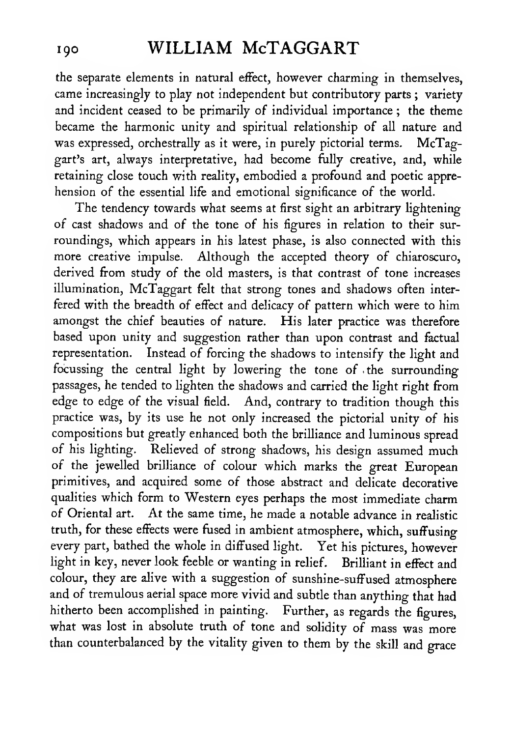the separate elements in natural effect, however charming in themselves, came increasingly to play not independent but contributory parts; variety and incident ceased to be primarily of individual importance; the theme became the harmonic unity and spiritual relationship of all nature and was expressed, orchestrally as it were, in purely pictorial terms. McTaggart's art, always interpretative, had become fully creative, and, while retaining close touch with reality, embodied a profound and poetic apprehension of the essential life and emotional significance of the world.

The tendency towards what seems at first sight an arbitrary lightening of cast shadows and of the tone of his figures in relation to their surroundings, which appears in his latest phase, is also connected with this more creative impulse. Although the accepted theory of chiaroscuro, derived from study of the old masters, is that contrast of tone increases illumination, McTaggart felt that strong tones and shadows often interfered with the breadth of effect and delicacy of pattern which were to him amongst the chief beauties of nature. His later practice was therefore based upon unity and suggestion rather than upon contrast and factual representation. Instead of forcing the shadows to intensify the light and focussing the central light by lowering the tone of the surrounding passages, he tended to lighten the shadows and carried the light right from edge to edge of the visual field. And, contrary to tradition though this practice was, by its use he not only increased the pictorial unity of his compositions but greatly enhanced both the brilliance and luminous spread of his lighting. Relieved of strong shadows, his design assumed much of the jewelled brilliance of colour which marks the great European primitives, and acquired some of those abstract and delicate decorative qualities which form to Western eyes perhaps the most immediate charm of Oriental art. At the same time, he made a notable advance in realistic truth, for these effects were fused in ambient atmosphere, which, suffusing every part, bathed the whole in diffused light. Yet his pictures, however light in key, never look feeble or wanting in relief. Brilliant in effect and colour, they are alive with a suggestion of sunshine-suffused atmosphere and of tremulous aerial space more vivid and subtle than anything that had hitherto been accomplished in painting. Further, as regards the figures, what was lost in absolute truth of tone and solidity of mass was more than counterbalanced by the vitality given to them by the skill and grace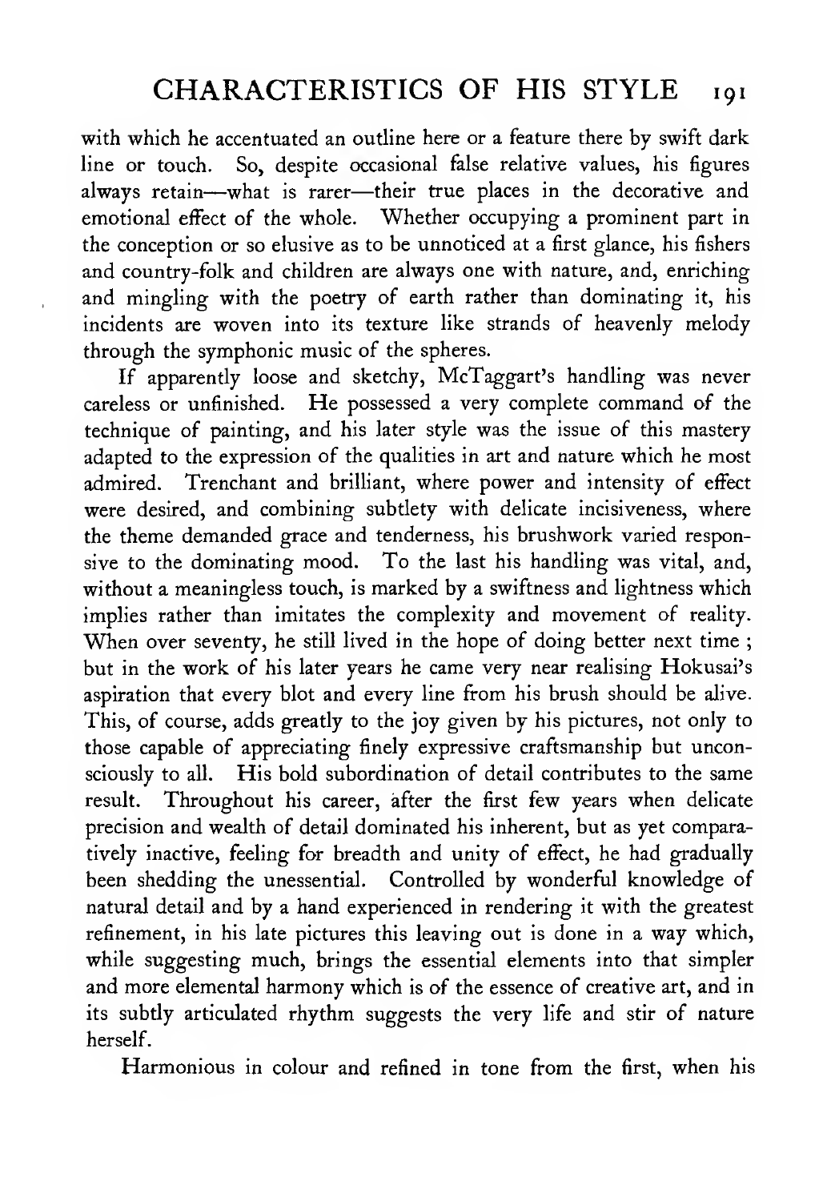with which he accentuated an outline here or a feature there by swift dark line or touch. So, despite occasional false relative values, his figures always retain—what is rarer—their true places in the decorative and emotional effect of the whole. Whether occupying a prominent part in the conception or so elusive as to be unnoticed at a first glance, his fishers and country-folk and children are always one with nature, and, enriching and mingling with the poetry of earth rather than dominating it, his incidents are woven into its texture like strands of heavenly melody through the symphonic music of the spheres.

If apparently loose and sketchy, McTaggart's handling was never careless or unfinished. He possessed a very complete command of the technique of painting, and his later style was the issue of this mastery adapted to the expression of the qualities in art and nature which he most admired. Trenchant and brilliant, where power and intensity of effect were desired, and combining subtlety with delicate incisiveness, where the theme demanded grace and tenderness, his brushwork varied responsive to the dominating mood. To the last his handling was vital, and, without a meaningless touch, is marked by a swiftness and lightness which implies rather than imitates the complexity and movement of reality. When over seventy, he still lived in the hope of doing better next time; but in the work of his later years he came very near realising Hokusai's aspiration that every blot and every line from his brush should be alive. This, of course, adds greatly to the joy given by his pictures, not only to those capable of appreciating finely expressive craftsmanship but unconsciously to all. His bold subordination of detail contributes to the same result. Throughout his career, after the first few years when delicate precision and wealth of detail dominated his inherent, but as yet comparatively inactive, feeling for breadth and unity of effect, he had gradually been shedding the unessential. Controlled by wonderful knowledge of natural detail and by a hand experienced in rendering it with the greatest refinement, in his late pictures this leaving out is done in a way which, while suggesting much, brings the essential elements into that simpler and more elemental harmony which is of the essence of creative art, and in its subtly articulated rhythm suggests the very life and stir of nature herself.

Harmonious in colour and refined in tone from the first, when his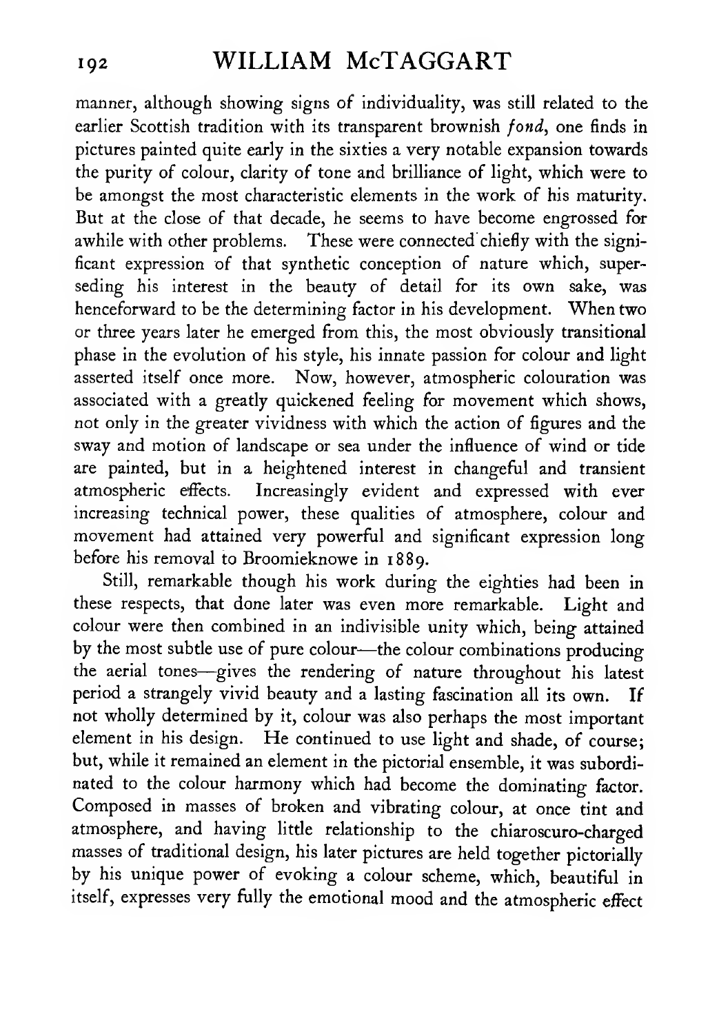manner, although showing signs of individuality, was still related to the earlier Scottish tradition with its transparent brownish *fond*, one finds in pictures painted quite early in the sixties a very notable expansion towards the purity of colour, clarity of tone and brilliance of light, which were to be amongst the most characteristic elements in the work of his maturity. But at the close of that decade, he seems to have become engrossed for awhile with other problems. These were connected chiefly with the significant expression of that synthetic conception of nature which, superseding his interest in the beauty of detail for its own sake, was henceforward to be the determining factor in his development. When two or three years later he emerged from this, the most obviously transitional phase in the evolution of his style, his innate passion for colour and light asserted itself once more. Now, however, atmospheric colouration was associated with a greatly quickened feeling for movement which shows, not only in the greater vividness with which the action of figures and the sway and motion of landscape or sea under the influence of wind or tide are painted, but in a heightened interest in changeful and transient atmospheric effects. Increasingly evident and expressed with ever increasing technical power, these qualities of atmosphere, colour and movement had attained very powerful and significant expression long before his removal to Broomieknowe in 1889.

Still, remarkable though his work during the eighties had been in these respects, that done later was even more remarkable. Light and colour were then combined in an indivisible unity which, being attained by the most subtle use of pure colour—the colour combinations producing the aerial tones—gives the rendering of nature throughout his latest period a strangely vivid beauty and a lasting fascination all its own. If not wholly determined by it, colour was also perhaps the most important element in his design. He continued to use light and shade, of course; but, while it remained an element in the pictorial ensemble, it was subordinated to the colour harmony which had become the dominating factor. Composed in masses of broken and vibrating colour, at once tint and atmosphere, and having little relationship to the chiaroscuro-charged masses of traditional design, his later pictures are held together pictorially by his unique power of evoking a colour scheme, which, beautiful in itself, expresses very fully the emotional mood and the atmospheric effect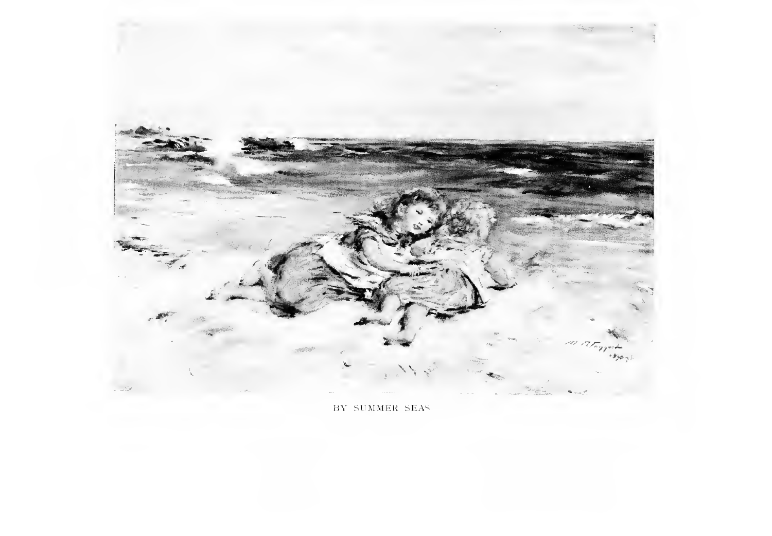BY SUMMER SEAS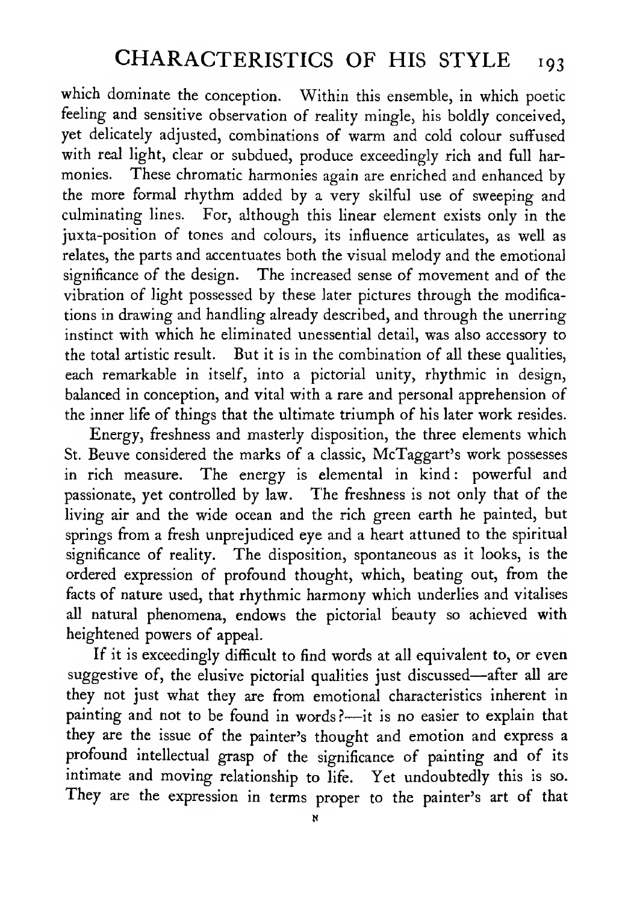which dominate the conception. Within this ensemble, in which poetic feeling and sensitive observation of reality mingle, his boldly conceived, yet delicately adjusted, combinations of warm and cold colour suffused with real light, clear or subdued, produce exceedingly rich and full harmonies. These chromatic harmonies again are enriched and enhanced by the more formal rhythm added by a very skilful use of sweeping and culminating lines. For, although this linear element exists only in the juxta-position of tones and colours, its influence articulates, as well as relates, the parts and accentuates both the visual melody and the emotional significance of the design. The increased sense of movement and of the vibration of light possessed by these later pictures through the modifications in drawing and handling already described, and through the unerring instinct with which he eliminated unessential detail, was also accessory to the total artistic result. But it is in the combination of all these qualities, each remarkable in itself, into a pictorial unity, rhythmic in design, balanced in conception, and vital with a rare and personal apprehension of the inner life of things that the ultimate triumph of his later work resides.

Energy, freshness and masterly disposition, the three elements which St. Beuve considered the marks of a classic, McTaggart's work possesses in rich measure. The energy is elemental in kind: powerful and passionate, yet controlled by law. The freshness is not only that of the living air and the wide ocean and the rich green earth he painted, but springs from a fresh unprejudiced eye and a heart attuned to the spiritual significance of reality. The disposition, spontaneous as it looks, is the ordered expression of profound thought, which, beating out, from the facts of nature used, that rhythmic harmony which underlies and vitalises all natural phenomena, endows the pictorial beauty so achieved with heightened powers of appeal.

If it is exceedingly difficult to find words at all equivalent to, or even suggestive of, the elusive pictorial qualities just discussed—after all are they not just what they are from emotional characteristics inherent in painting and not to be found in words?—it is no easier to explain that they are the issue of the painter's thought and emotion and express a profound intellectual grasp of the significance of painting and of its intimate and moving relationship to life. Yet undoubtedly this is so. They are the expression in terms proper to the painter's art of that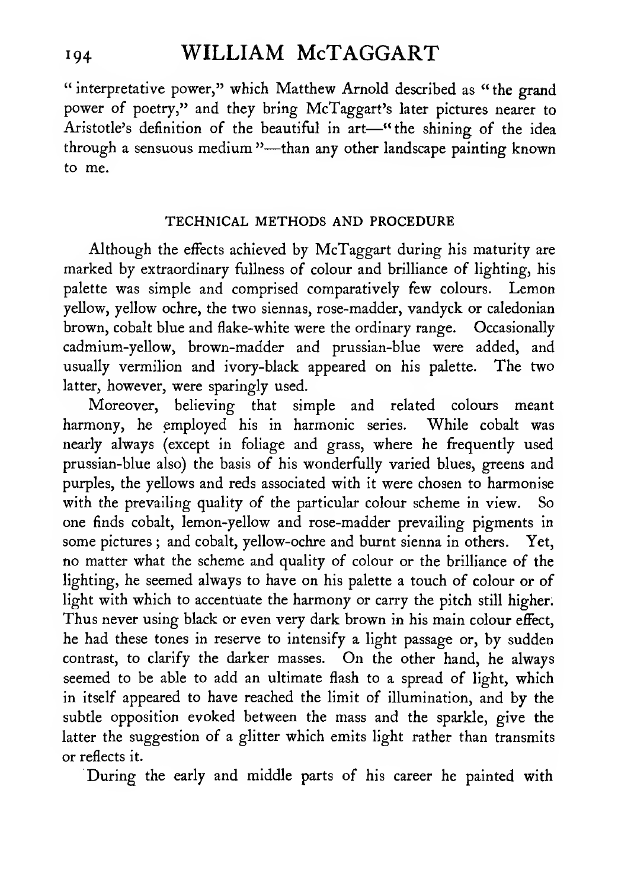"interpretative power," which Matthew Arnold described as "the grand power of poetry," and they bring McTaggart's later pictures nearer to Aristotle's definition of the beautiful in art—"the shining of the idea through a sensuous medium"—than any other landscape painting known to me.

## TECHNICAL METHODS AND PROCEDURE

Although the effects achieved by McTaggart during his maturity are marked by extraordinary fullness of colour and brilliance of lighting, his palette was simple and comprised comparatively few colours. Lemon yellow, yellow ochre, the two siennas, rose-madder, vandyck or caledonian brown, cobalt blue and flake-white were the ordinary range. Occasionally cadmium-yellow, brown-madder and prussian-blue were added, and usually vermilion and ivory-black appeared on his palette. The two latter, however, were sparingly used.

Moreover, believing that simple and related colours meant harmony, he employed his in harmonic series. While cobalt was nearly always (except in foliage and grass, where he frequently used prussian-blue also) the basis of his wonderfully varied blues, greens and purples, the yellows and reds associated with it were chosen to harmonise with the prevailing quality of the particular colour scheme in view. So one finds cobalt, lemon-yellow and rose-madder prevailing pigments in some pictures; and cobalt, yellow-ochre and burnt sienna in others. Yet, no matter what the scheme and quality of colour or the brilliance of the lighting, he seemed always to have on his palette a touch of colour or of light with which to accentuate the harmony or carry the pitch still higher. Thus never using black or even very dark brown in his main colour effect, he had these tones in reserve to intensify a light passage or, by sudden contrast, to clarify the darker masses. On the other hand, he always seemed to be able to add an ultimate flash to a spread of light, which in itself appeared to have reached the limit of illumination, and by the subtle opposition evoked between the mass and the sparkle, give the latter the suggestion of a glitter which emits light rather than transmits or reflects it.

During the early and middle parts of his career he painted with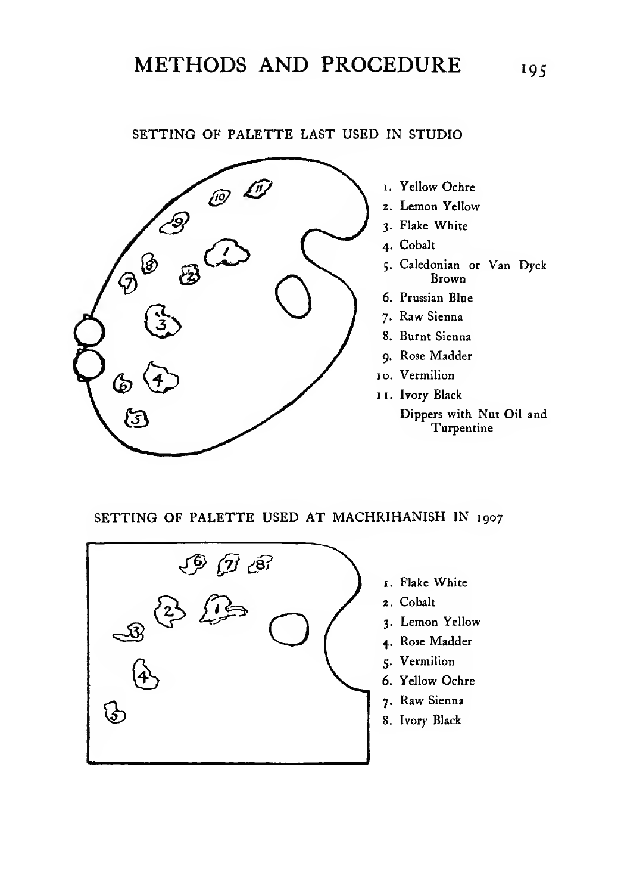SETTING OF PALETTE LAST USED IN STUDIO

1. Yellow Ochre
2. Lemon Yellow
3. Flake White
4. Cobalt
5. Caledonian or Van Dyck Brown
6. Prussian Blue
7. Raw Sienna
8. Burnt Sienna
9. Rose Madder
10. Vermilion
11. Ivory Black

Dippers with Nut Oil and Turpentine

SETTING OF PALETTE USED AT MACHRIHANISH IN 1907

1. Flake White
2. Cobalt
3. Lemon Yellow
4. Rose Madder
5. Vermilion
6. Yellow Ochre
7. Raw Sienna
8. Ivory Black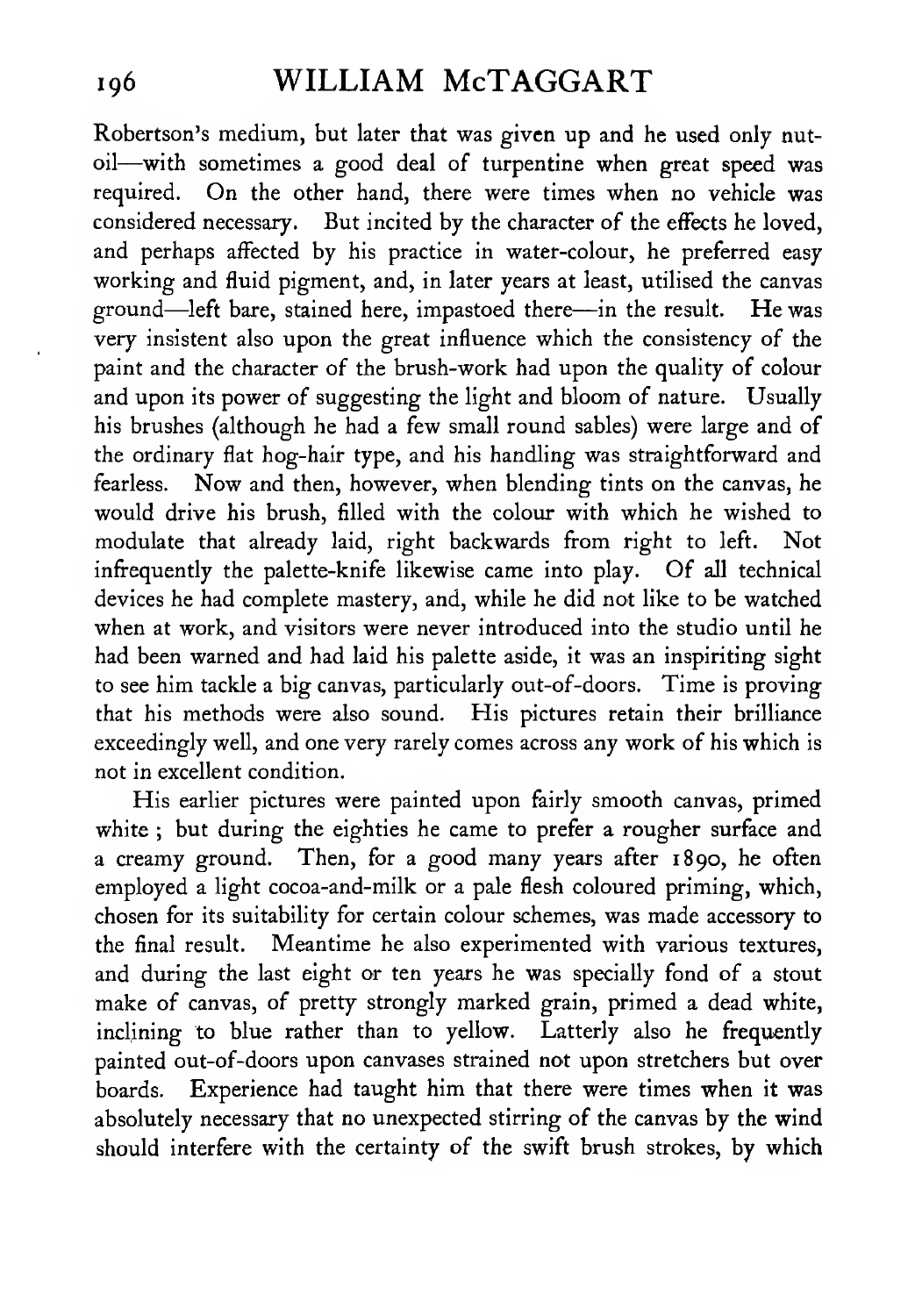Robertson's medium, but later that was given up and he used only nut-oil—with sometimes a good deal of turpentine when great speed was required. On the other hand, there were times when no vehicle was considered necessary. But incited by the character of the effects he loved, and perhaps affected by his practice in water-colour, he preferred easy working and fluid pigment, and, in later years at least, utilised the canvas ground—left bare, stained here, impastoed there—in the result. He was very insistent also upon the great influence which the consistency of the paint and the character of the brush-work had upon the quality of colour and upon its power of suggesting the light and bloom of nature. Usually his brushes (although he had a few small round sables) were large and of the ordinary flat hog-hair type, and his handling was straightforward and fearless. Now and then, however, when blending tints on the canvas, he would drive his brush, filled with the colour with which he wished to modulate that already laid, right backwards from right to left. Not infrequently the palette-knife likewise came into play. Of all technical devices he had complete mastery, and, while he did not like to be watched when at work, and visitors were never introduced into the studio until he had been warned and had laid his palette aside, it was an inspiriting sight to see him tackle a big canvas, particularly out-of-doors. Time is proving that his methods were also sound. His pictures retain their brilliance exceedingly well, and one very rarely comes across any work of his which is not in excellent condition.

His earlier pictures were painted upon fairly smooth canvas, primed white ; but during the eighties he came to prefer a rougher surface and a creamy ground. Then, for a good many years after 1890, he often employed a light cocoa-and-milk or a pale flesh coloured priming, which, chosen for its suitability for certain colour schemes, was made accessory to the final result. Meantime he also experimented with various textures, and during the last eight or ten years he was specially fond of a stout make of canvas, of pretty strongly marked grain, primed a dead white, inclining to blue rather than to yellow. Latterly also he frequently painted out-of-doors upon canvases strained not upon stretchers but over boards. Experience had taught him that there were times when it was absolutely necessary that no unexpected stirring of the canvas by the wind should interfere with the certainty of the swift brush strokes, by which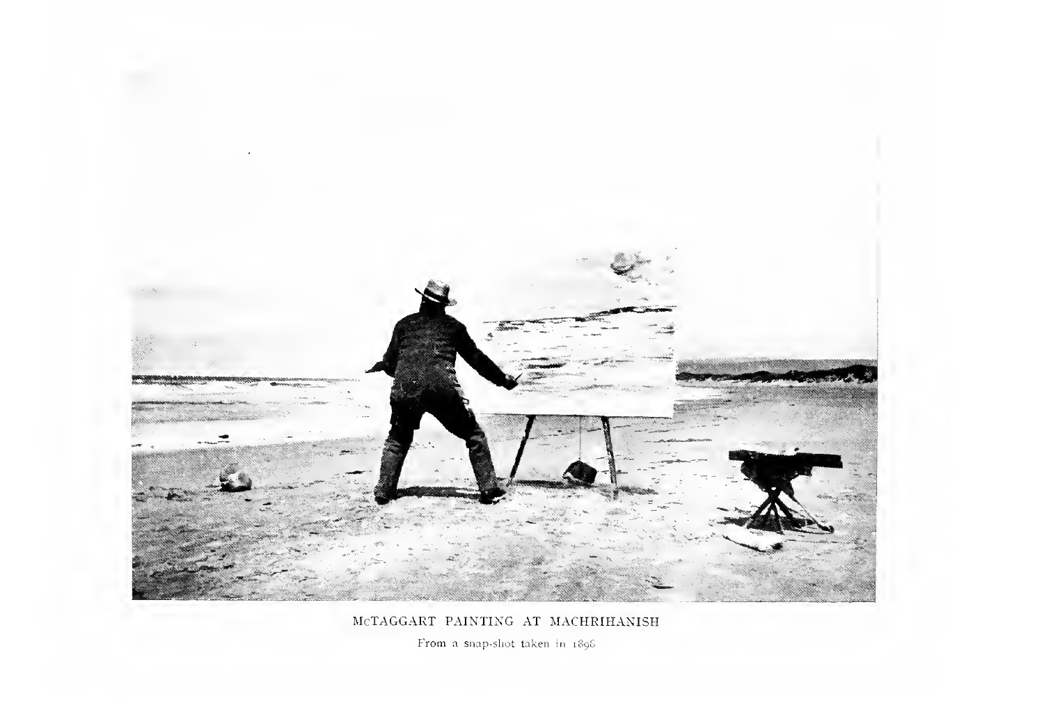McTAGGART PAINTING AT MACHRIHANISH

From a snap-shot taken in 1898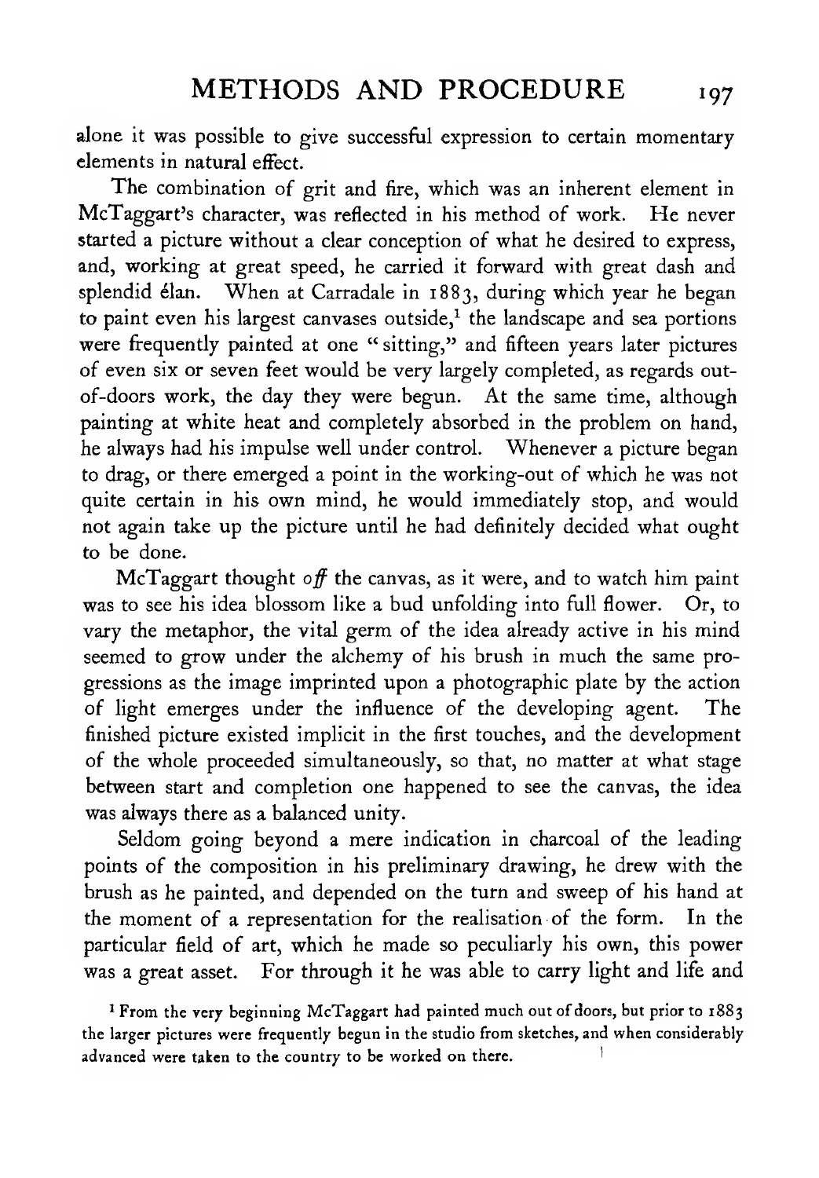alone it was possible to give successful expression to certain momentary elements in natural effect.

The combination of grit and fire, which was an inherent element in McTaggart's character, was reflected in his method of work. He never started a picture without a clear conception of what he desired to express, and, working at great speed, he carried it forward with great dash and splendid élan. When at Carradale in 1883, during which year he began to paint even his largest canvases outside,[1] the landscape and sea portions were frequently painted at one "sitting," and fifteen years later pictures of even six or seven feet would be very largely completed, as regards out-of-doors work, the day they were begun. At the same time, although painting at white heat and completely absorbed in the problem on hand, he always had his impulse well under control. Whenever a picture began to drag, or there emerged a point in the working-out of which he was not quite certain in his own mind, he would immediately stop, and would not again take up the picture until he had definitely decided what ought to be done.

McTaggart thought *off* the canvas, as it were, and to watch him paint was to see his idea blossom like a bud unfolding into full flower. Or, to vary the metaphor, the vital germ of the idea already active in his mind seemed to grow under the alchemy of his brush in much the same progressions as the image imprinted upon a photographic plate by the action of light emerges under the influence of the developing agent. The finished picture existed implicit in the first touches, and the development of the whole proceeded simultaneously, so that, no matter at what stage between start and completion one happened to see the canvas, the idea was always there as a balanced unity.

Seldom going beyond a mere indication in charcoal of the leading points of the composition in his preliminary drawing, he drew with the brush as he painted, and depended on the turn and sweep of his hand at the moment of a representation for the realisation of the form. In the particular field of art, which he made so peculiarly his own, this power was a great asset. For through it he was able to carry light and life and

[1] From the very beginning McTaggart had painted much out of doors, but prior to 1883 the larger pictures were frequently begun in the studio from sketches, and when considerably advanced were taken to the country to be worked on there.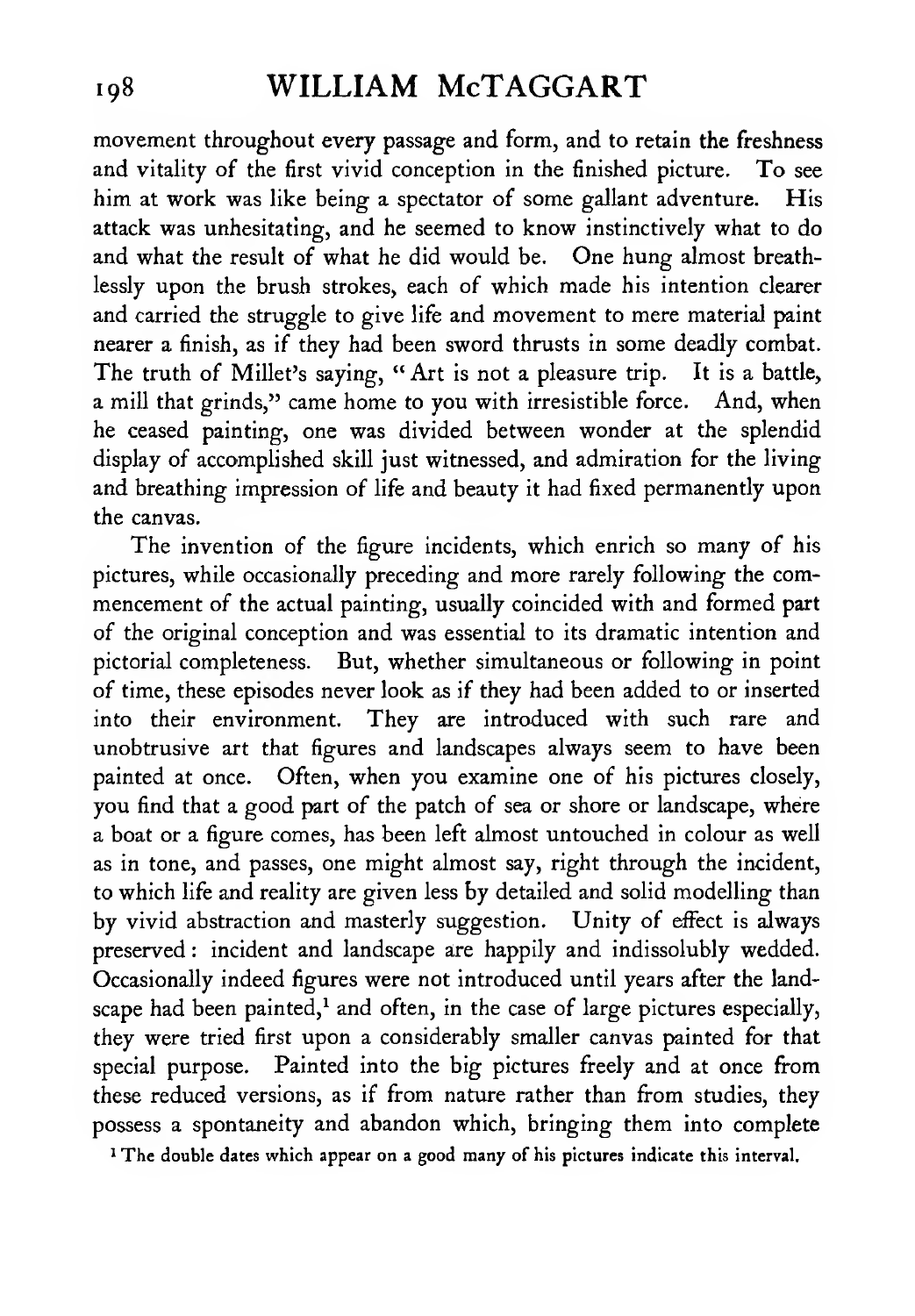movement throughout every passage and form, and to retain the freshness and vitality of the first vivid conception in the finished picture. To see him at work was like being a spectator of some gallant adventure. His attack was unhesitating, and he seemed to know instinctively what to do and what the result of what he did would be. One hung almost breathlessly upon the brush strokes, each of which made his intention clearer and carried the struggle to give life and movement to mere material paint nearer a finish, as if they had been sword thrusts in some deadly combat. The truth of Millet's saying, "Art is not a pleasure trip. It is a battle, a mill that grinds," came home to you with irresistible force. And, when he ceased painting, one was divided between wonder at the splendid display of accomplished skill just witnessed, and admiration for the living and breathing impression of life and beauty it had fixed permanently upon the canvas.

The invention of the figure incidents, which enrich so many of his pictures, while occasionally preceding and more rarely following the commencement of the actual painting, usually coincided with and formed part of the original conception and was essential to its dramatic intention and pictorial completeness. But, whether simultaneous or following in point of time, these episodes never look as if they had been added to or inserted into their environment. They are introduced with such rare and unobtrusive art that figures and landscapes always seem to have been painted at once. Often, when you examine one of his pictures closely, you find that a good part of the patch of sea or shore or landscape, where a boat or a figure comes, has been left almost untouched in colour as well as in tone, and passes, one might almost say, right through the incident, to which life and reality are given less by detailed and solid modelling than by vivid abstraction and masterly suggestion. Unity of effect is always preserved: incident and landscape are happily and indissolubly wedded. Occasionally indeed figures were not introduced until years after the landscape had been painted,[1] and often, in the case of large pictures especially, they were tried first upon a considerably smaller canvas painted for that special purpose. Painted into the big pictures freely and at once from these reduced versions, as if from nature rather than from studies, they possess a spontaneity and abandon which, bringing them into complete

[1] The double dates which appear on a good many of his pictures indicate this interval.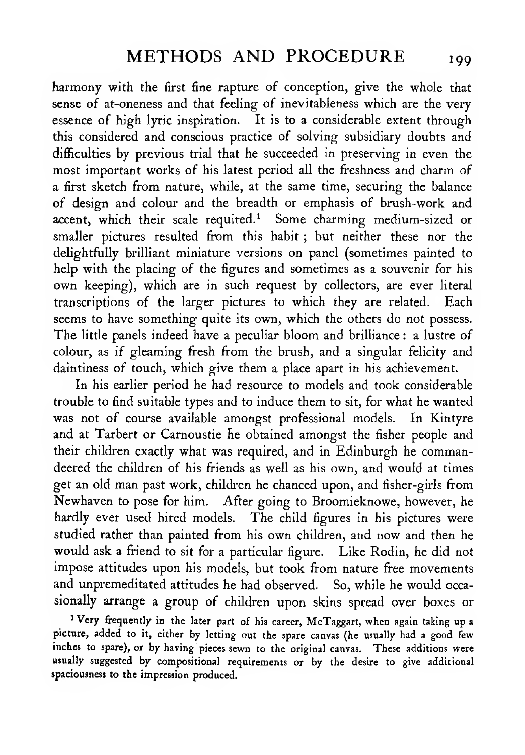harmony with the first fine rapture of conception, give the whole that sense of at-oneness and that feeling of inevitableness which are the very essence of high lyric inspiration. It is to a considerable extent through this considered and conscious practice of solving subsidiary doubts and difficulties by previous trial that he succeeded in preserving in even the most important works of his latest period all the freshness and charm of a first sketch from nature, while, at the same time, securing the balance of design and colour and the breadth or emphasis of brush-work and accent, which their scale required.[1] Some charming medium-sized or smaller pictures resulted from this habit; but neither these nor the delightfully brilliant miniature versions on panel (sometimes painted to help with the placing of the figures and sometimes as a souvenir for his own keeping), which are in such request by collectors, are ever literal transcriptions of the larger pictures to which they are related. Each seems to have something quite its own, which the others do not possess. The little panels indeed have a peculiar bloom and brilliance: a lustre of colour, as if gleaming fresh from the brush, and a singular felicity and daintiness of touch, which give them a place apart in his achievement.

In his earlier period he had resource to models and took considerable trouble to find suitable types and to induce them to sit, for what he wanted was not of course available amongst professional models. In Kintyre and at Tarbert or Carnoustie he obtained amongst the fisher people and their children exactly what was required, and in Edinburgh he commandeered the children of his friends as well as his own, and would at times get an old man past work, children he chanced upon, and fisher-girls from Newhaven to pose for him. After going to Broomieknowe, however, he hardly ever used hired models. The child figures in his pictures were studied rather than painted from his own children, and now and then he would ask a friend to sit for a particular figure. Like Rodin, he did not impose attitudes upon his models, but took from nature free movements and unpremeditated attitudes he had observed. So, while he would occasionally arrange a group of children upon skins spread over boxes or

[1] Very frequently in the later part of his career, McTaggart, when again taking up a picture, added to it, either by letting out the spare canvas (he usually had a good few inches to spare), or by having pieces sewn to the original canvas. These additions were usually suggested by compositional requirements or by the desire to give additional spaciousness to the impression produced.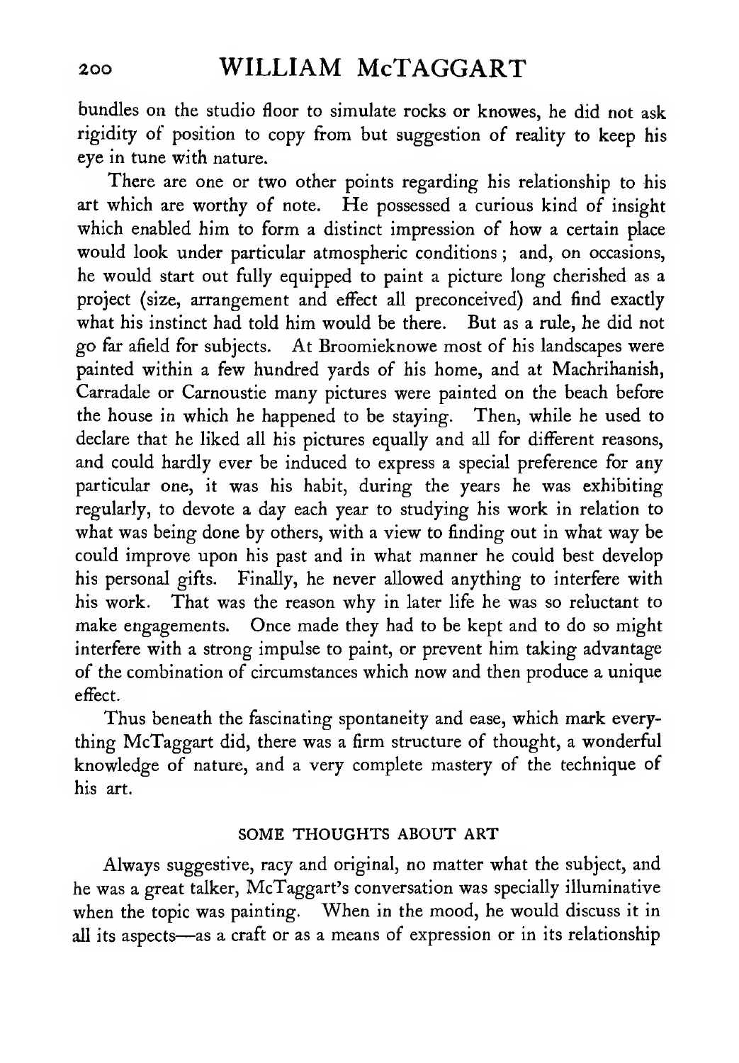bundles on the studio floor to simulate rocks or knowes, he did not ask rigidity of position to copy from but suggestion of reality to keep his eye in tune with nature.

There are one or two other points regarding his relationship to his art which are worthy of note. He possessed a curious kind of insight which enabled him to form a distinct impression of how a certain place would look under particular atmospheric conditions; and, on occasions, he would start out fully equipped to paint a picture long cherished as a project (size, arrangement and effect all preconceived) and find exactly what his instinct had told him would be there. But as a rule, he did not go far afield for subjects. At Broomieknowe most of his landscapes were painted within a few hundred yards of his home, and at Machrihanish, Carradale or Carnoustie many pictures were painted on the beach before the house in which he happened to be staying. Then, while he used to declare that he liked all his pictures equally and all for different reasons, and could hardly ever be induced to express a special preference for any particular one, it was his habit, during the years he was exhibiting regularly, to devote a day each year to studying his work in relation to what was being done by others, with a view to finding out in what way be could improve upon his past and in what manner he could best develop his personal gifts. Finally, he never allowed anything to interfere with his work. That was the reason why in later life he was so reluctant to make engagements. Once made they had to be kept and to do so might interfere with a strong impulse to paint, or prevent him taking advantage of the combination of circumstances which now and then produce a unique effect.

Thus beneath the fascinating spontaneity and ease, which mark everything McTaggart did, there was a firm structure of thought, a wonderful knowledge of nature, and a very complete mastery of the technique of his art.

## SOME THOUGHTS ABOUT ART

Always suggestive, racy and original, no matter what the subject, and he was a great talker, McTaggart's conversation was specially illuminative when the topic was painting. When in the mood, he would discuss it in all its aspects—as a craft or as a means of expression or in its relationship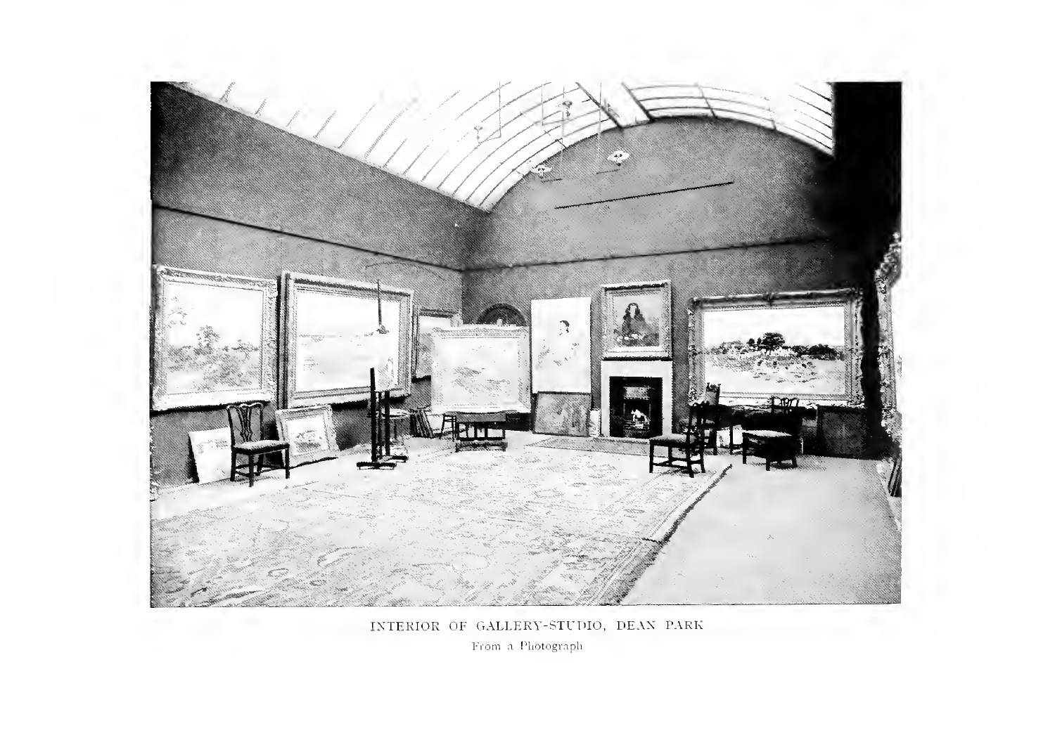INTERIOR OF GALLERY-STUDIO, DEAN PARK

From a Photograph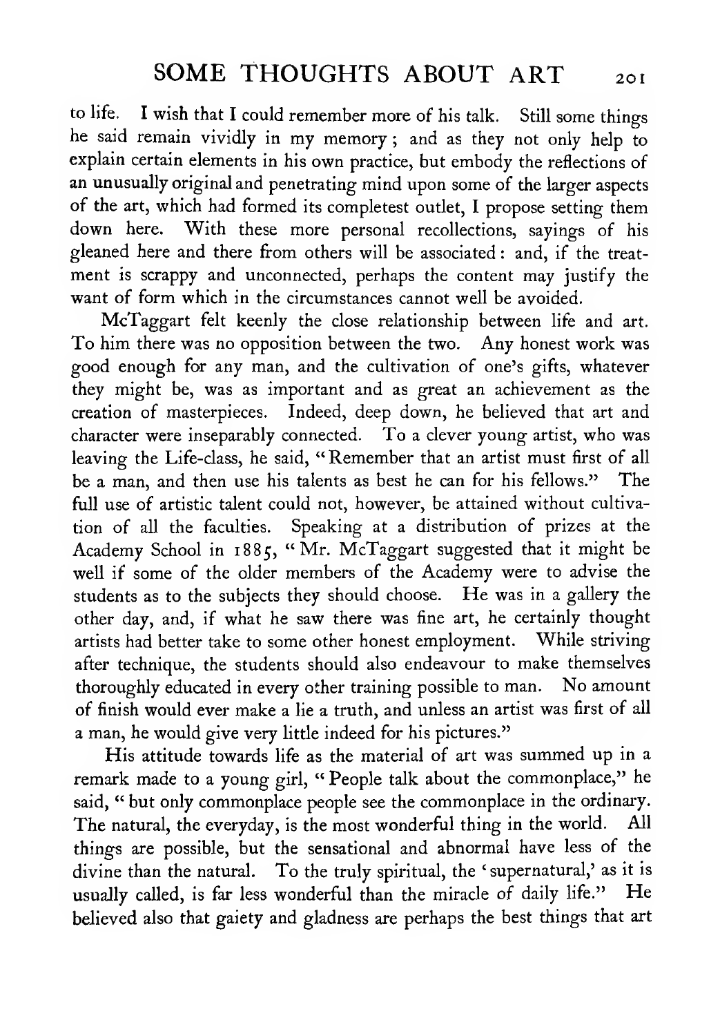to life. I wish that I could remember more of his talk. Still some things he said remain vividly in my memory; and as they not only help to explain certain elements in his own practice, but embody the reflections of an unusually original and penetrating mind upon some of the larger aspects of the art, which had formed its completest outlet, I propose setting them down here. With these more personal recollections, sayings of his gleaned here and there from others will be associated: and, if the treatment is scrappy and unconnected, perhaps the content may justify the want of form which in the circumstances cannot well be avoided.

McTaggart felt keenly the close relationship between life and art. To him there was no opposition between the two. Any honest work was good enough for any man, and the cultivation of one's gifts, whatever they might be, was as important and as great an achievement as the creation of masterpieces. Indeed, deep down, he believed that art and character were inseparably connected. To a clever young artist, who was leaving the Life-class, he said, "Remember that an artist must first of all be a man, and then use his talents as best he can for his fellows." The full use of artistic talent could not, however, be attained without cultivation of all the faculties. Speaking at a distribution of prizes at the Academy School in 1885, "Mr. McTaggart suggested that it might be well if some of the older members of the Academy were to advise the students as to the subjects they should choose. He was in a gallery the other day, and, if what he saw there was fine art, he certainly thought artists had better take to some other honest employment. While striving after technique, the students should also endeavour to make themselves thoroughly educated in every other training possible to man. No amount of finish would ever make a lie a truth, and unless an artist was first of all a man, he would give very little indeed for his pictures."

His attitude towards life as the material of art was summed up in a remark made to a young girl, "People talk about the commonplace," he said, "but only commonplace people see the commonplace in the ordinary. The natural, the everyday, is the most wonderful thing in the world. All things are possible, but the sensational and abnormal have less of the divine than the natural. To the truly spiritual, the 'supernatural,' as it is usually called, is far less wonderful than the miracle of daily life." He believed also that gaiety and gladness are perhaps the best things that art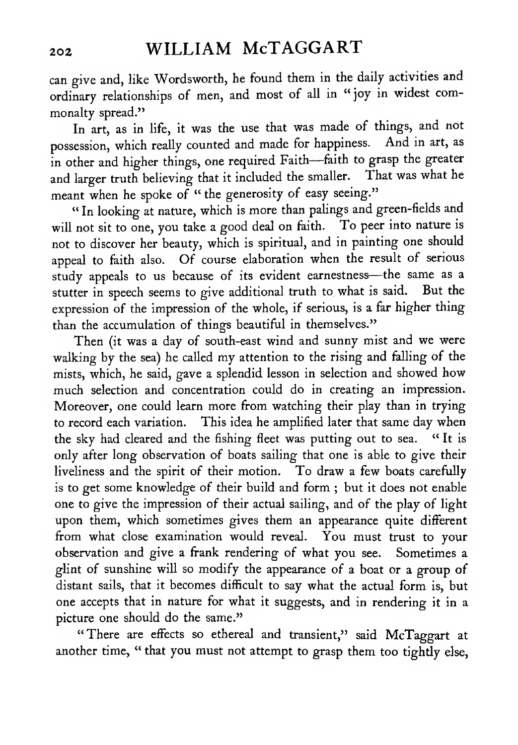can give and, like Wordsworth, he found them in the daily activities and ordinary relationships of men, and most of all in "joy in widest commonalty spread."

In art, as in life, it was the use that was made of things, and not possession, which really counted and made for happiness. And in art, as in other and higher things, one required Faith—faith to grasp the greater and larger truth believing that it included the smaller. That was what he meant when he spoke of "the generosity of easy seeing."

"In looking at nature, which is more than palings and green-fields and will not sit to one, you take a good deal on faith. To peer into nature is not to discover her beauty, which is spiritual, and in painting one should appeal to faith also. Of course elaboration when the result of serious study appeals to us because of its evident earnestness—the same as a stutter in speech seems to give additional truth to what is said. But the expression of the impression of the whole, if serious, is a far higher thing than the accumulation of things beautiful in themselves."

Then (it was a day of south-east wind and sunny mist and we were walking by the sea) he called my attention to the rising and falling of the mists, which, he said, gave a splendid lesson in selection and showed how much selection and concentration could do in creating an impression. Moreover, one could learn more from watching their play than in trying to record each variation. This idea he amplified later that same day when the sky had cleared and the fishing fleet was putting out to sea. "It is only after long observation of boats sailing that one is able to give their liveliness and the spirit of their motion. To draw a few boats carefully is to get some knowledge of their build and form ; but it does not enable one to give the impression of their actual sailing, and of the play of light upon them, which sometimes gives them an appearance quite different from what close examination would reveal. You must trust to your observation and give a frank rendering of what you see. Sometimes a glint of sunshine will so modify the appearance of a boat or a group of distant sails, that it becomes difficult to say what the actual form is, but one accepts that in nature for what it suggests, and in rendering it in a picture one should do the same."

"There are effects so ethereal and transient," said McTaggart at another time, "that you must not attempt to grasp them too tightly else,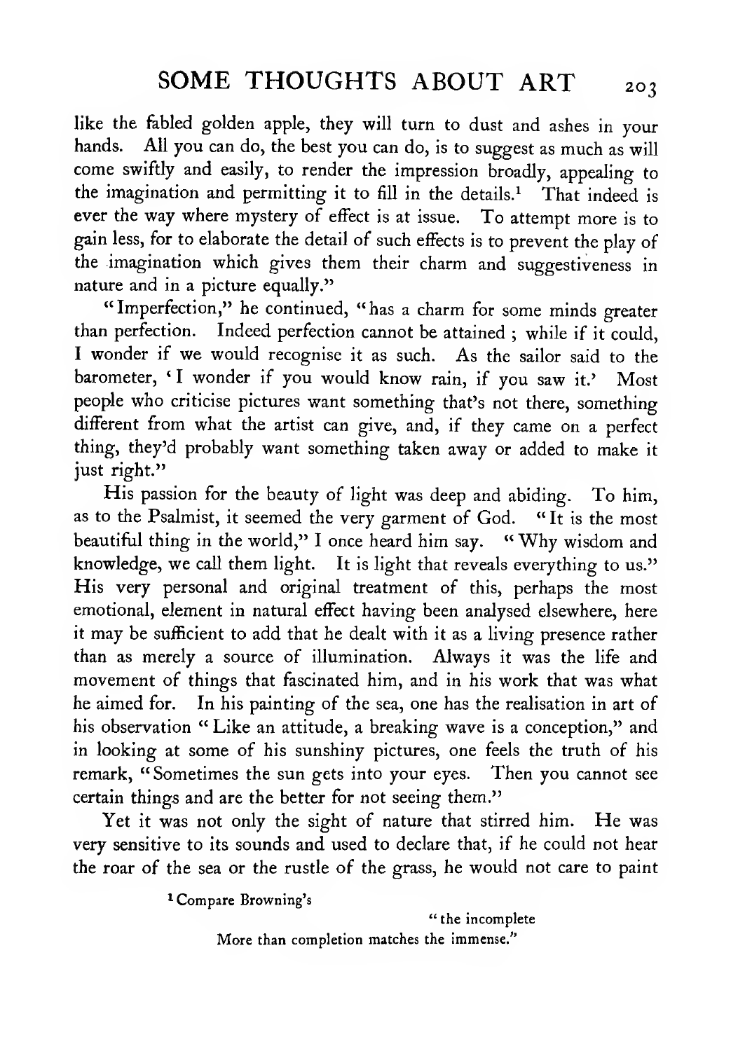like the fabled golden apple, they will turn to dust and ashes in your hands. All you can do, the best you can do, is to suggest as much as will come swiftly and easily, to render the impression broadly, appealing to the imagination and permitting it to fill in the details.[1] That indeed is ever the way where mystery of effect is at issue. To attempt more is to gain less, for to elaborate the detail of such effects is to prevent the play of the imagination which gives them their charm and suggestiveness in nature and in a picture equally."

"Imperfection," he continued, "has a charm for some minds greater than perfection. Indeed perfection cannot be attained ; while if it could, I wonder if we would recognise it as such. As the sailor said to the barometer, 'I wonder if you would know rain, if you saw it.' Most people who criticise pictures want something that's not there, something different from what the artist can give, and, if they came on a perfect thing, they'd probably want something taken away or added to make it just right."

His passion for the beauty of light was deep and abiding. To him, as to the Psalmist, it seemed the very garment of God. "It is the most beautiful thing in the world," I once heard him say. "Why wisdom and knowledge, we call them light. It is light that reveals everything to us." His very personal and original treatment of this, perhaps the most emotional, element in natural effect having been analysed elsewhere, here it may be sufficient to add that he dealt with it as a living presence rather than as merely a source of illumination. Always it was the life and movement of things that fascinated him, and in his work that was what he aimed for. In his painting of the sea, one has the realisation in art of his observation "Like an attitude, a breaking wave is a conception," and in looking at some of his sunshiny pictures, one feels the truth of his remark, "Sometimes the sun gets into your eyes. Then you cannot see certain things and are the better for not seeing them."

Yet it was not only the sight of nature that stirred him. He was very sensitive to its sounds and used to declare that, if he could not hear the roar of the sea or the rustle of the grass, he would not care to paint

[1] Compare Browning's

"the incomplete
More than completion matches the immense."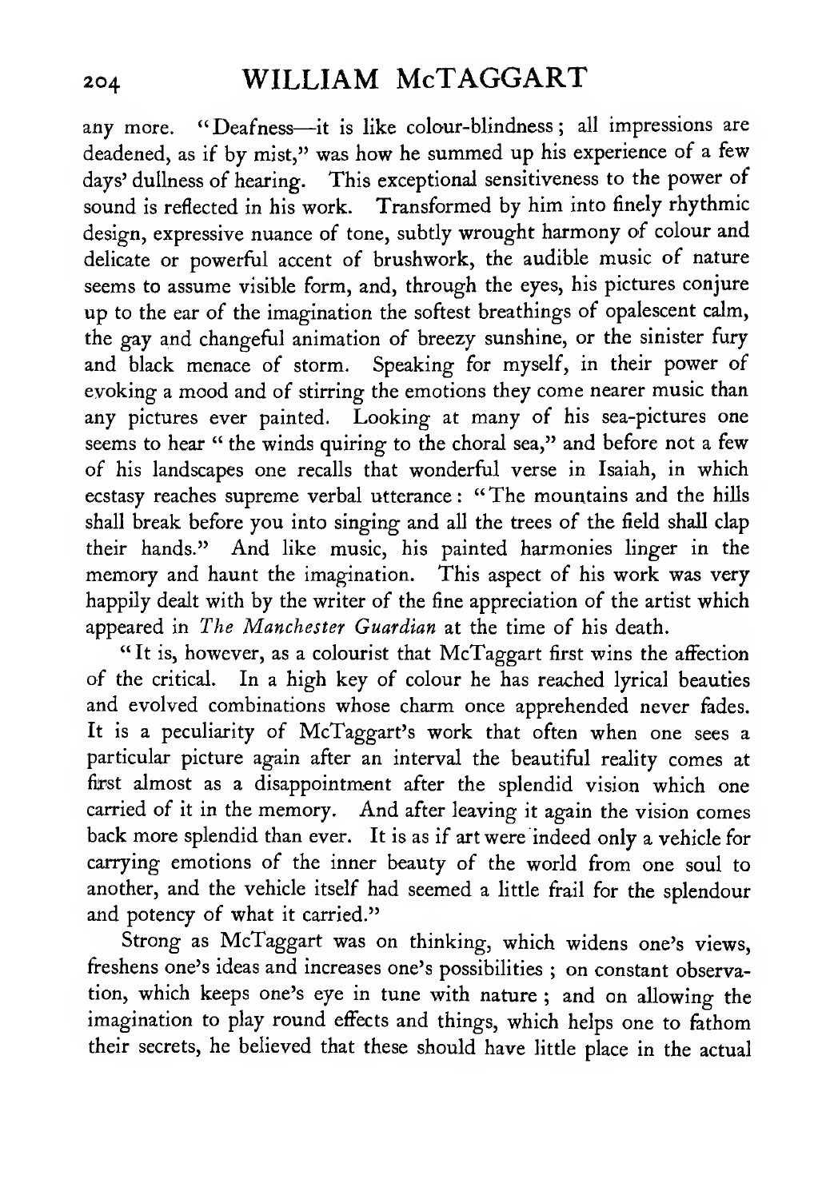any more. "Deafness—it is like colour-blindness; all impressions are deadened, as if by mist," was how he summed up his experience of a few days' dullness of hearing. This exceptional sensitiveness to the power of sound is reflected in his work. Transformed by him into finely rhythmic design, expressive nuance of tone, subtly wrought harmony of colour and delicate or powerful accent of brushwork, the audible music of nature seems to assume visible form, and, through the eyes, his pictures conjure up to the ear of the imagination the softest breathings of opalescent calm, the gay and changeful animation of breezy sunshine, or the sinister fury and black menace of storm. Speaking for myself, in their power of evoking a mood and of stirring the emotions they come nearer music than any pictures ever painted. Looking at many of his sea-pictures one seems to hear "the winds quiring to the choral sea," and before not a few of his landscapes one recalls that wonderful verse in Isaiah, in which ecstasy reaches supreme verbal utterance: "The mountains and the hills shall break before you into singing and all the trees of the field shall clap their hands." And like music, his painted harmonies linger in the memory and haunt the imagination. This aspect of his work was very happily dealt with by the writer of the fine appreciation of the artist which appeared in *The Manchester Guardian* at the time of his death.

"It is, however, as a colourist that McTaggart first wins the affection of the critical. In a high key of colour he has reached lyrical beauties and evolved combinations whose charm once apprehended never fades. It is a peculiarity of McTaggart's work that often when one sees a particular picture again after an interval the beautiful reality comes at first almost as a disappointment after the splendid vision which one carried of it in the memory. And after leaving it again the vision comes back more splendid than ever. It is as if art were indeed only a vehicle for carrying emotions of the inner beauty of the world from one soul to another, and the vehicle itself had seemed a little frail for the splendour and potency of what it carried."

Strong as McTaggart was on thinking, which widens one's views, freshens one's ideas and increases one's possibilities; on constant observation, which keeps one's eye in tune with nature; and on allowing the imagination to play round effects and things, which helps one to fathom their secrets, he believed that these should have little place in the actual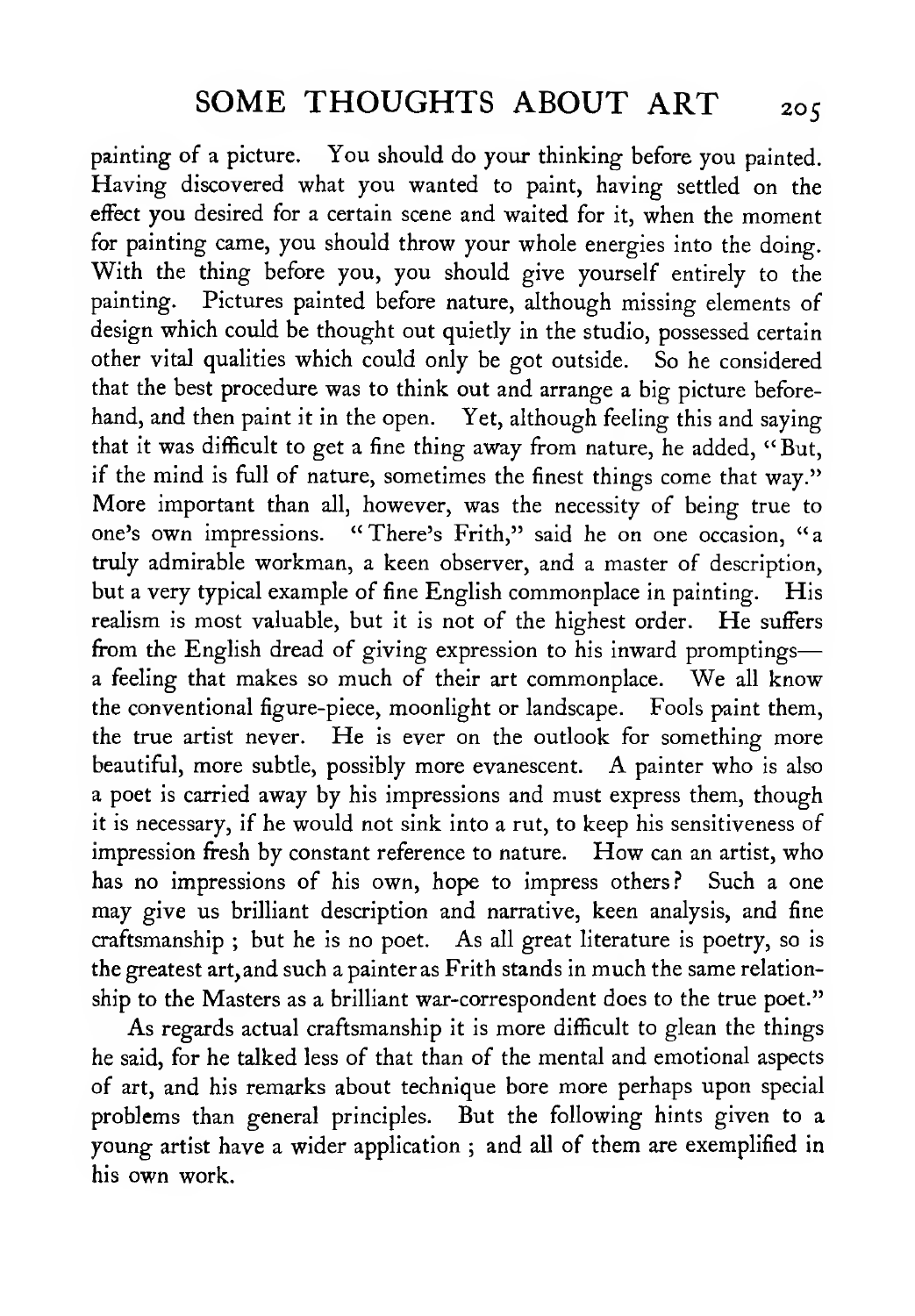painting of a picture. You should do your thinking before you painted. Having discovered what you wanted to paint, having settled on the effect you desired for a certain scene and waited for it, when the moment for painting came, you should throw your whole energies into the doing. With the thing before you, you should give yourself entirely to the painting. Pictures painted before nature, although missing elements of design which could be thought out quietly in the studio, possessed certain other vital qualities which could only be got outside. So he considered that the best procedure was to think out and arrange a big picture beforehand, and then paint it in the open. Yet, although feeling this and saying that it was difficult to get a fine thing away from nature, he added, "But, if the mind is full of nature, sometimes the finest things come that way." More important than all, however, was the necessity of being true to one's own impressions. "There's Frith," said he on one occasion, "a truly admirable workman, a keen observer, and a master of description, but a very typical example of fine English commonplace in painting. His realism is most valuable, but it is not of the highest order. He suffers from the English dread of giving expression to his inward promptings—a feeling that makes so much of their art commonplace. We all know the conventional figure-piece, moonlight or landscape. Fools paint them, the true artist never. He is ever on the outlook for something more beautiful, more subtle, possibly more evanescent. A painter who is also a poet is carried away by his impressions and must express them, though it is necessary, if he would not sink into a rut, to keep his sensitiveness of impression fresh by constant reference to nature. How can an artist, who has no impressions of his own, hope to impress others? Such a one may give us brilliant description and narrative, keen analysis, and fine craftsmanship; but he is no poet. As all great literature is poetry, so is the greatest art, and such a painter as Frith stands in much the same relationship to the Masters as a brilliant war-correspondent does to the true poet."

As regards actual craftsmanship it is more difficult to glean the things he said, for he talked less of that than of the mental and emotional aspects of art, and his remarks about technique bore more perhaps upon special problems than general principles. But the following hints given to a young artist have a wider application; and all of them are exemplified in his own work.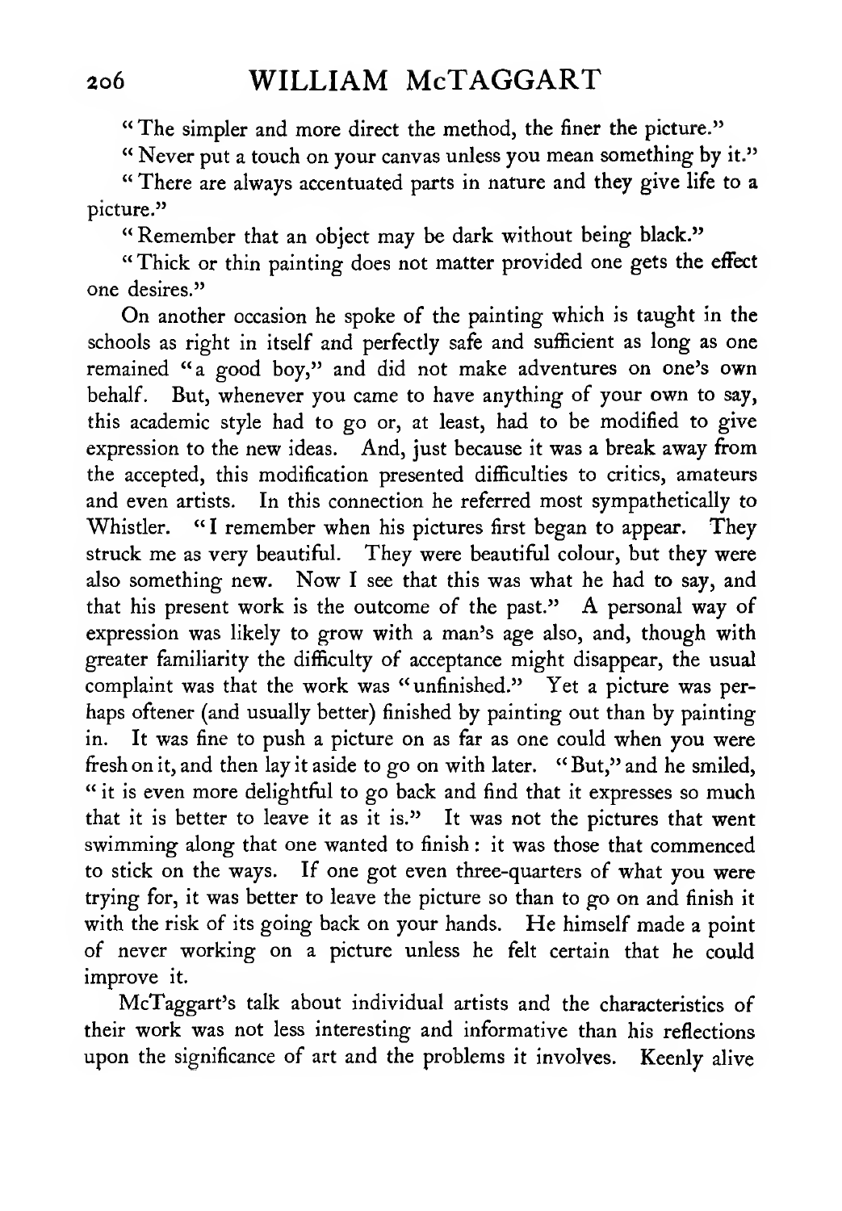"The simpler and more direct the method, the finer the picture."

"Never put a touch on your canvas unless you mean something by it."

"There are always accentuated parts in nature and they give life to a picture."

"Remember that an object may be dark without being black."

"Thick or thin painting does not matter provided one gets the effect one desires."

On another occasion he spoke of the painting which is taught in the schools as right in itself and perfectly safe and sufficient as long as one remained "a good boy," and did not make adventures on one's own behalf. But, whenever you came to have anything of your own to say, this academic style had to go or, at least, had to be modified to give expression to the new ideas. And, just because it was a break away from the accepted, this modification presented difficulties to critics, amateurs and even artists. In this connection he referred most sympathetically to Whistler. "I remember when his pictures first began to appear. They struck me as very beautiful. They were beautiful colour, but they were also something new. Now I see that this was what he had to say, and that his present work is the outcome of the past." A personal way of expression was likely to grow with a man's age also, and, though with greater familiarity the difficulty of acceptance might disappear, the usual complaint was that the work was "unfinished." Yet a picture was perhaps oftener (and usually better) finished by painting out than by painting in. It was fine to push a picture on as far as one could when you were fresh on it, and then lay it aside to go on with later. "But," and he smiled, "it is even more delightful to go back and find that it expresses so much that it is better to leave it as it is." It was not the pictures that went swimming along that one wanted to finish: it was those that commenced to stick on the ways. If one got even three-quarters of what you were trying for, it was better to leave the picture so than to go on and finish it with the risk of its going back on your hands. He himself made a point of never working on a picture unless he felt certain that he could improve it.

McTaggart's talk about individual artists and the characteristics of their work was not less interesting and informative than his reflections upon the significance of art and the problems it involves. Keenly alive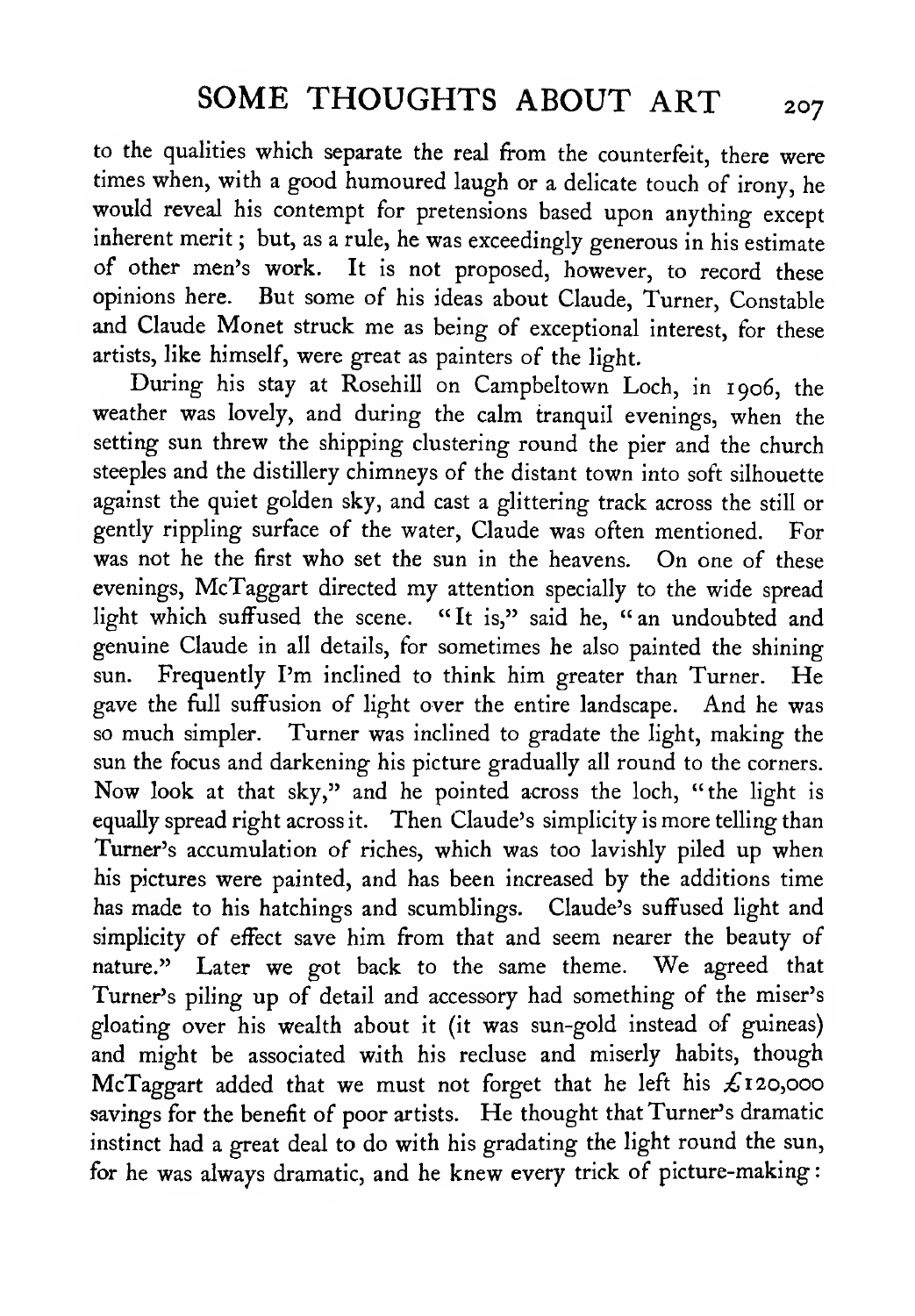to the qualities which separate the real from the counterfeit, there were times when, with a good humoured laugh or a delicate touch of irony, he would reveal his contempt for pretensions based upon anything except inherent merit; but, as a rule, he was exceedingly generous in his estimate of other men's work. It is not proposed, however, to record these opinions here. But some of his ideas about Claude, Turner, Constable and Claude Monet struck me as being of exceptional interest, for these artists, like himself, were great as painters of the light.

During his stay at Rosehill on Campbeltown Loch, in 1906, the weather was lovely, and during the calm tranquil evenings, when the setting sun threw the shipping clustering round the pier and the church steeples and the distillery chimneys of the distant town into soft silhouette against the quiet golden sky, and cast a glittering track across the still or gently rippling surface of the water, Claude was often mentioned. For was not he the first who set the sun in the heavens. On one of these evenings, McTaggart directed my attention specially to the wide spread light which suffused the scene. "It is," said he, "an undoubted and genuine Claude in all details, for sometimes he also painted the shining sun. Frequently I'm inclined to think him greater than Turner. He gave the full suffusion of light over the entire landscape. And he was so much simpler. Turner was inclined to gradate the light, making the sun the focus and darkening his picture gradually all round to the corners. Now look at that sky," and he pointed across the loch, "the light is equally spread right across it. Then Claude's simplicity is more telling than Turner's accumulation of riches, which was too lavishly piled up when his pictures were painted, and has been increased by the additions time has made to his hatchings and scumblings. Claude's suffused light and simplicity of effect save him from that and seem nearer the beauty of nature." Later we got back to the same theme. We agreed that Turner's piling up of detail and accessory had something of the miser's gloating over his wealth about it (it was sun-gold instead of guineas) and might be associated with his recluse and miserly habits, though McTaggart added that we must not forget that he left his £120,000 savings for the benefit of poor artists. He thought that Turner's dramatic instinct had a great deal to do with his gradating the light round the sun, for he was always dramatic, and he knew every trick of picture-making: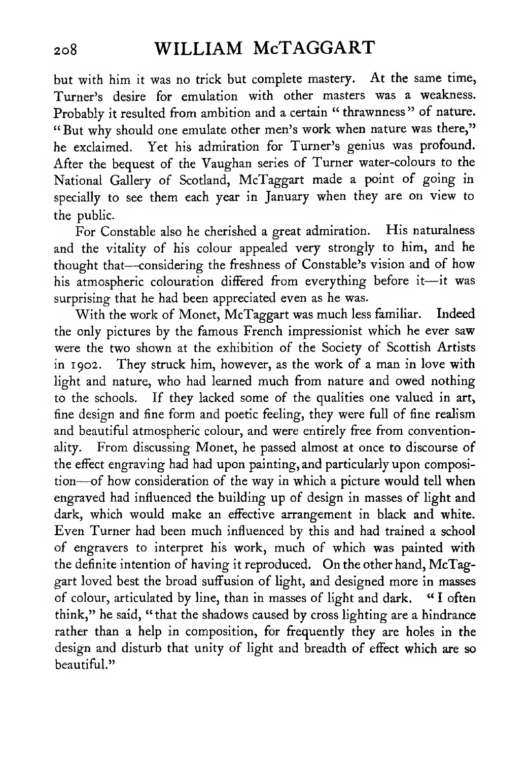but with him it was no trick but complete mastery. At the same time, Turner's desire for emulation with other masters was a weakness. Probably it resulted from ambition and a certain "thrawnness" of nature. "But why should one emulate other men's work when nature was there," he exclaimed. Yet his admiration for Turner's genius was profound. After the bequest of the Vaughan series of Turner water-colours to the National Gallery of Scotland, McTaggart made a point of going in specially to see them each year in January when they are on view to the public.

For Constable also he cherished a great admiration. His naturalness and the vitality of his colour appealed very strongly to him, and he thought that—considering the freshness of Constable's vision and of how his atmospheric colouration differed from everything before it—it was surprising that he had been appreciated even as he was.

With the work of Monet, McTaggart was much less familiar. Indeed the only pictures by the famous French impressionist which he ever saw were the two shown at the exhibition of the Society of Scottish Artists in 1902. They struck him, however, as the work of a man in love with light and nature, who had learned much from nature and owed nothing to the schools. If they lacked some of the qualities one valued in art, fine design and fine form and poetic feeling, they were full of fine realism and beautiful atmospheric colour, and were entirely free from conventionality. From discussing Monet, he passed almost at once to discourse of the effect engraving had had upon painting, and particularly upon composition—of how consideration of the way in which a picture would tell when engraved had influenced the building up of design in masses of light and dark, which would make an effective arrangement in black and white. Even Turner had been much influenced by this and had trained a school of engravers to interpret his work, much of which was painted with the definite intention of having it reproduced. On the other hand, McTaggart loved best the broad suffusion of light, and designed more in masses of colour, articulated by line, than in masses of light and dark. "I often think," he said, "that the shadows caused by cross lighting are a hindrance rather than a help in composition, for frequently they are holes in the design and disturb that unity of light and breadth of effect which are so beautiful."